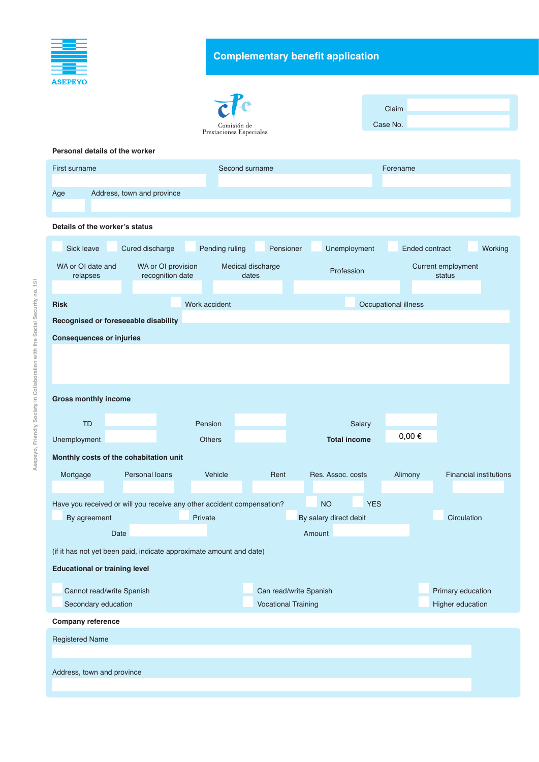ASEPEYO

# Complementary benefit application

Comisión de Prestaciones Especiales

Claim

Case No.

## Personal details of the worker

| First surname | Second surname | Forename |
|---|---|---|
| | | |

| Age | Address, town and province |
|---|---|
| | |

## Details of the worker's status

☐ Sick leave ☐ Cured discharge ☐ Pending ruling ☐ Pensioner ☐ Unemployment ☐ Ended contract ☐ Working

| WA or OI date and relapses | WA or OI provision recognition date | Medical discharge dates | Profession | Current employment status |
|---|---|---|---|---|
| | | | | |

**Risk** ☐ Work accident ☐ Occupational illness

**Recognised or foreseeable disability**

**Consequences or injuries**

**Gross monthly income**

| | | | | | |
|---|---|---|---|---|---|
| TD | | Pension | | Salary | |
| Unemployment | | Others | | **Total income** | 0,00 € |

**Monthly costs of the cohabitation unit**

| Mortgage | Personal loans | Vehicle | Rent | Res. Assoc. costs | Alimony | Financial institutions |
|---|---|---|---|---|---|---|
| | | | | | | |

Have you received or will you receive any other accident compensation? ☐ NO ☐ YES

☐ By agreement ☐ Private ☐ By salary direct debit ☐ Circulation

Date Amount

(if it has not yet been paid, indicate approximate amount and date)

**Educational or training level**

☐ Cannot read/write Spanish ☐ Can read/write Spanish ☐ Primary education

☐ Secondary education ☐ Vocational Training ☐ Higher education

## Company reference

Registered Name

Address, town and province

Asepeyo, Friendly Society in Collaboration with the Social Security no. 151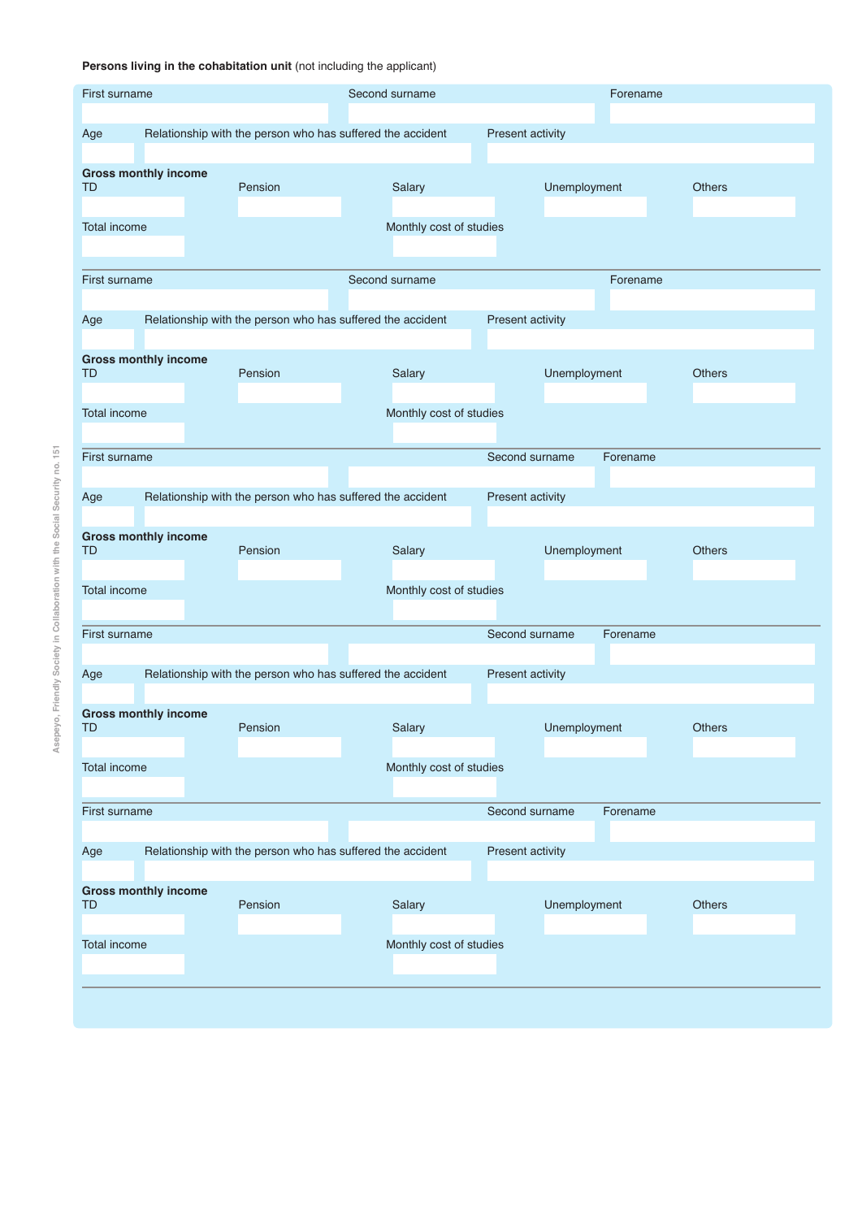**Persons living in the cohabitation unit** (not including the applicant)

| First surname | Second surname | Forename |
|---|---|---|
| | | |

| Age | Relationship with the person who has suffered the accident | Present activity |
|---|---|---|
| | | |

**Gross monthly income**

| TD | Pension | Salary | Unemployment | Others |
|---|---|---|---|---|
| | | | | |

| Total income | Monthly cost of studies |
|---|---|
| | |

---

| First surname | Second surname | Forename |
|---|---|---|
| | | |

| Age | Relationship with the person who has suffered the accident | Present activity |
|---|---|---|
| | | |

**Gross monthly income**

| TD | Pension | Salary | Unemployment | Others |
|---|---|---|---|---|
| | | | | |

| Total income | Monthly cost of studies |
|---|---|
| | |

---

| First surname | Second surname | Forename |
|---|---|---|
| | | |

| Age | Relationship with the person who has suffered the accident | Present activity |
|---|---|---|
| | | |

**Gross monthly income**

| TD | Pension | Salary | Unemployment | Others |
|---|---|---|---|---|
| | | | | |

| Total income | Monthly cost of studies |
|---|---|
| | |

---

| First surname | Second surname | Forename |
|---|---|---|
| | | |

| Age | Relationship with the person who has suffered the accident | Present activity |
|---|---|---|
| | | |

**Gross monthly income**

| TD | Pension | Salary | Unemployment | Others |
|---|---|---|---|---|
| | | | | |

| Total income | Monthly cost of studies |
|---|---|
| | |

---

| First surname | Second surname | Forename |
|---|---|---|
| | | |

| Age | Relationship with the person who has suffered the accident | Present activity |
|---|---|---|
| | | |

**Gross monthly income**

| TD | Pension | Salary | Unemployment | Others |
|---|---|---|---|---|
| | | | | |

| Total income | Monthly cost of studies |
|---|---|
| | |

---

Asepeyo, Friendly Society in Collaboration with the Social Security no. 151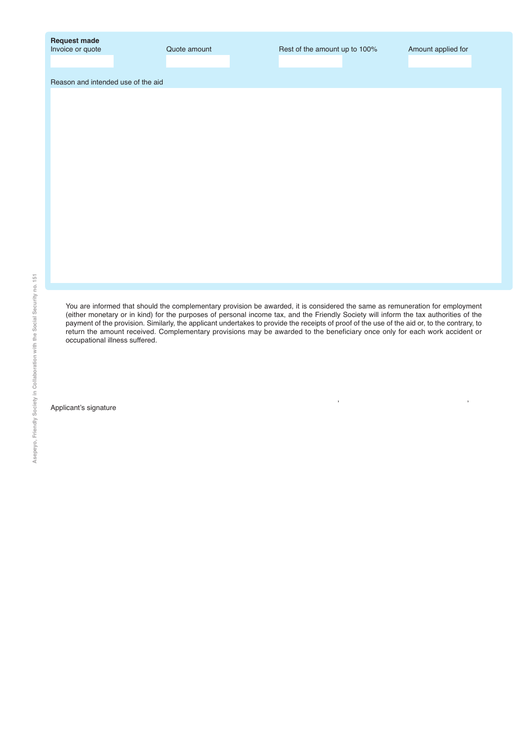**Request made**

| Invoice or quote | Quote amount | Rest of the amount up to 100% | Amount applied for |
|---|---|---|---|
| | | | |

Reason and intended use of the aid

You are informed that should the complementary provision be awarded, it is considered the same as remuneration for employment (either monetary or in kind) for the purposes of personal income tax, and the Friendly Society will inform the tax authorities of the payment of the provision. Similarly, the applicant undertakes to provide the receipts of proof of the use of the aid or, to the contrary, to return the amount received. Complementary provisions may be awarded to the beneficiary once only for each work accident or occupational illness suffered.

, ,

Applicant's signature

Asepeyo, Friendly Society in Collaboration with the Social Security no. 151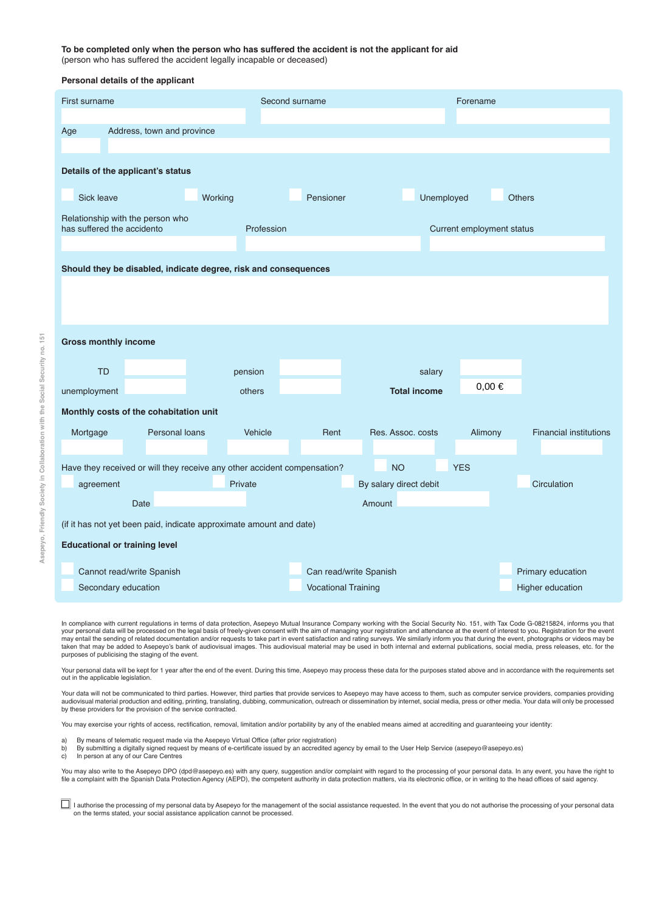**To be completed only when the person who has suffered the accident is not the applicant for aid**
(person who has suffered the accident legally incapable or deceased)

**Personal details of the applicant**

First surname

Second surname

Forename

Age

Address, town and province

**Details of the applicant's status**

☐ Sick leave ☐ Working ☐ Pensioner ☐ Unemployed ☐ Others

Relationship with the person who has suffered the accidento

Profession

Current employment status

**Should they be disabled, indicate degree, risk and consequences**

**Gross monthly income**

| | | | | | |
|---|---|---|---|---|---|
| TD | | pension | | salary | |
| unemployment | | others | | **Total income** | 0,00 € |

**Monthly costs of the cohabitation unit**

| Mortgage | Personal loans | Vehicle | Rent | Res. Assoc. costs | Alimony | Financial institutions |
|---|---|---|---|---|---|---|
| | | | | | | |

Have they received or will they receive any other accident compensation? ☐ NO ☐ YES

☐ agreement ☐ Private ☐ By salary direct debit ☐ Circulation

Date

Amount

(if it has not yet been paid, indicate approximate amount and date)

**Educational or training level**

☐ Cannot read/write Spanish ☐ Can read/write Spanish ☐ Primary education

☐ Secondary education ☐ Vocational Training ☐ Higher education

In compliance with current regulations in terms of data protection, Asepeyo Mutual Insurance Company working with the Social Security No. 151, with Tax Code G-08215824, informs you that your personal data will be processed on the legal basis of freely-given consent with the aim of managing your registration and attendance at the event of interest to you. Registration for the event may entail the sending of related documentation and/or requests to take part in event satisfaction and rating surveys. We similarly inform you that during the event, photographs or videos may be taken that may be added to Asepeyo's bank of audiovisual images. This audiovisual material may be used in both internal and external publications, social media, press releases, etc. for the purposes of publicising the staging of the event.

Your personal data will be kept for 1 year after the end of the event. During this time, Asepeyo may process these data for the purposes stated above and in accordance with the requirements set out in the applicable legislation.

Your data will not be communicated to third parties. However, third parties that provide services to Asepeyo may have access to them, such as computer service providers, companies providing audiovisual material production and editing, printing, translating, dubbing, communication, outreach or dissemination by internet, social media, press or other media. Your data will only be processed by these providers for the provision of the service contracted.

You may exercise your rights of access, rectification, removal, limitation and/or portability by any of the enabled means aimed at accrediting and guaranteeing your identity:

a) By means of telematic request made via the Asepeyo Virtual Office (after prior registration)
b) By submitting a digitally signed request by means of e-certificate issued by an accredited agency by email to the User Help Service (asepeyo@asepeyo.es)
c) In person at any of our Care Centres

You may also write to the Asepeyo DPO (dpd@asepeyo.es) with any query, suggestion and/or complaint with regard to the processing of your personal data. In any event, you have the right to file a complaint with the Spanish Data Protection Agency (AEPD), the competent authority in data protection matters, via its electronic office, or in writing to the head offices of said agency.

☐ I authorise the processing of my personal data by Asepeyo for the management of the social assistance requested. In the event that you do not authorise the processing of your personal data on the terms stated, your social assistance application cannot be processed.